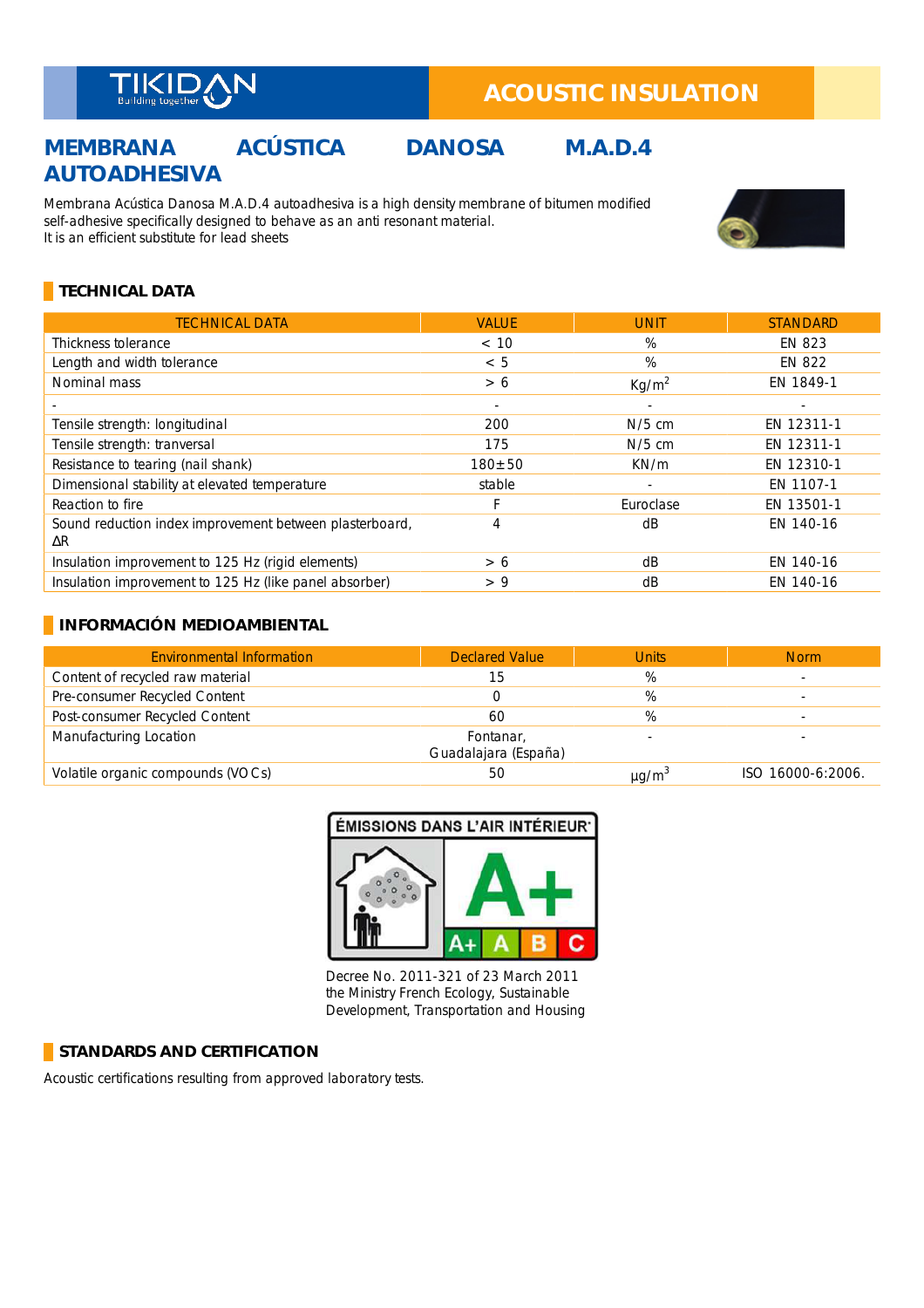TIKIDAN
Building together

# ACOUSTIC INSULATION

## MEMBRANA ACÚSTICA DANOSA M.A.D.4 AUTOADHESIVA

Membrana Acústica Danosa M.A.D.4 autoadhesiva is a high density membrane of bitumen modified self-adhesive specifically designed to behave as an anti resonant material.
It is an efficient substitute for lead sheets

### TECHNICAL DATA

| TECHNICAL DATA | VALUE | UNIT | STANDARD |
|---|---|---|---|
| Thickness tolerance | < 10 | % | EN 823 |
| Length and width tolerance | < 5 | % | EN 822 |
| Nominal mass | > 6 | $Kg/m^2$ | EN 1849-1 |
| - | - | - | - |
| Tensile strength: longitudinal | 200 | N/5 cm | EN 12311-1 |
| Tensile strength: tranversal | 175 | N/5 cm | EN 12311-1 |
| Resistance to tearing (nail shank) | 180±50 | KN/m | EN 12310-1 |
| Dimensional stability at elevated temperature | stable | - | EN 1107-1 |
| Reaction to fire | F | Euroclase | EN 13501-1 |
| Sound reduction index improvement between plasterboard, ΔR | 4 | dB | EN 140-16 |
| Insulation improvement to 125 Hz (rigid elements) | > 6 | dB | EN 140-16 |
| Insulation improvement to 125 Hz (like panel absorber) | > 9 | dB | EN 140-16 |

### INFORMACIÓN MEDIOAMBIENTAL

| Environmental Information | Declared Value | Units | Norm |
|---|---|---|---|
| Content of recycled raw material | 15 | % | - |
| Pre-consumer Recycled Content | 0 | % | - |
| Post-consumer Recycled Content | 60 | % | - |
| Manufacturing Location | Fontanar, Guadalajara (España) | - | - |
| Volatile organic compounds (VOCs) | 50 | $\mu g/m^3$ | ISO 16000-6:2006. |

ÉMISSIONS DANS L'AIR INTÉRIEUR
A+
A+ A B C

Decree No. 2011-321 of 23 March 2011 the Ministry French Ecology, Sustainable Development, Transportation and Housing

### STANDARDS AND CERTIFICATION

Acoustic certifications resulting from approved laboratory tests.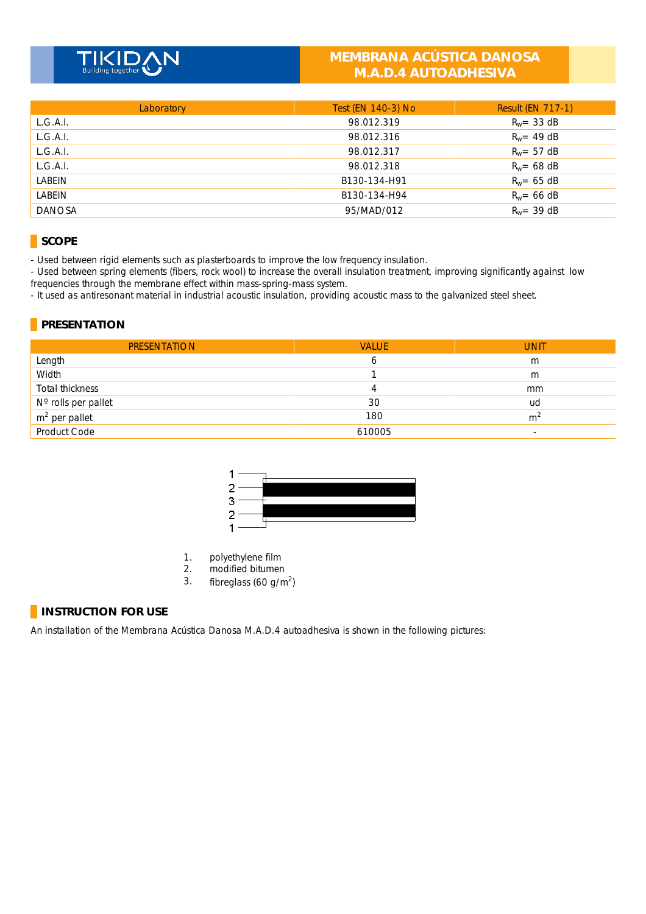# MEMBRANA ACÚSTICA DANOSA M.A.D.4 AUTOADHESIVA

| Laboratory | Test (EN 140-3) No | Result (EN 717-1) |
|---|---|---|
| L.G.A.I. | 98.012.319 | $R_w$= 33 dB |
| L.G.A.I. | 98.012.316 | $R_w$= 49 dB |
| L.G.A.I. | 98.012.317 | $R_w$= 57 dB |
| L.G.A.I. | 98.012.318 | $R_w$= 68 dB |
| LABEIN | B130-134-H91 | $R_w$= 65 dB |
| LABEIN | B130-134-H94 | $R_w$= 66 dB |
| DANOSA | 95/MAD/012 | $R_w$= 39 dB |

## SCOPE

- Used between rigid elements such as plasterboards to improve the low frequency insulation.
- Used between spring elements (fibers, rock wool) to increase the overall insulation treatment, improving significantly against low frequencies through the membrane effect within mass-spring-mass system.
- It used as antiresonant material in industrial acoustic insulation, providing acoustic mass to the galvanized steel sheet.

## PRESENTATION

| PRESENTATION | VALUE | UNIT |
|---|---|---|
| Length | 6 | m |
| Width | 1 | m |
| Total thickness | 4 | mm |
| Nº rolls per pallet | 30 | ud |
| $m^2$ per pallet | 180 | $m^2$ |
| Product Code | 610005 | - |

1
2
3
2
1

1. polyethylene film
2. modified bitumen
3. fibreglass (60 g/$m^2$)

## INSTRUCTION FOR USE

An installation of the Membrana Acústica Danosa M.A.D.4 autoadhesiva is shown in the following pictures: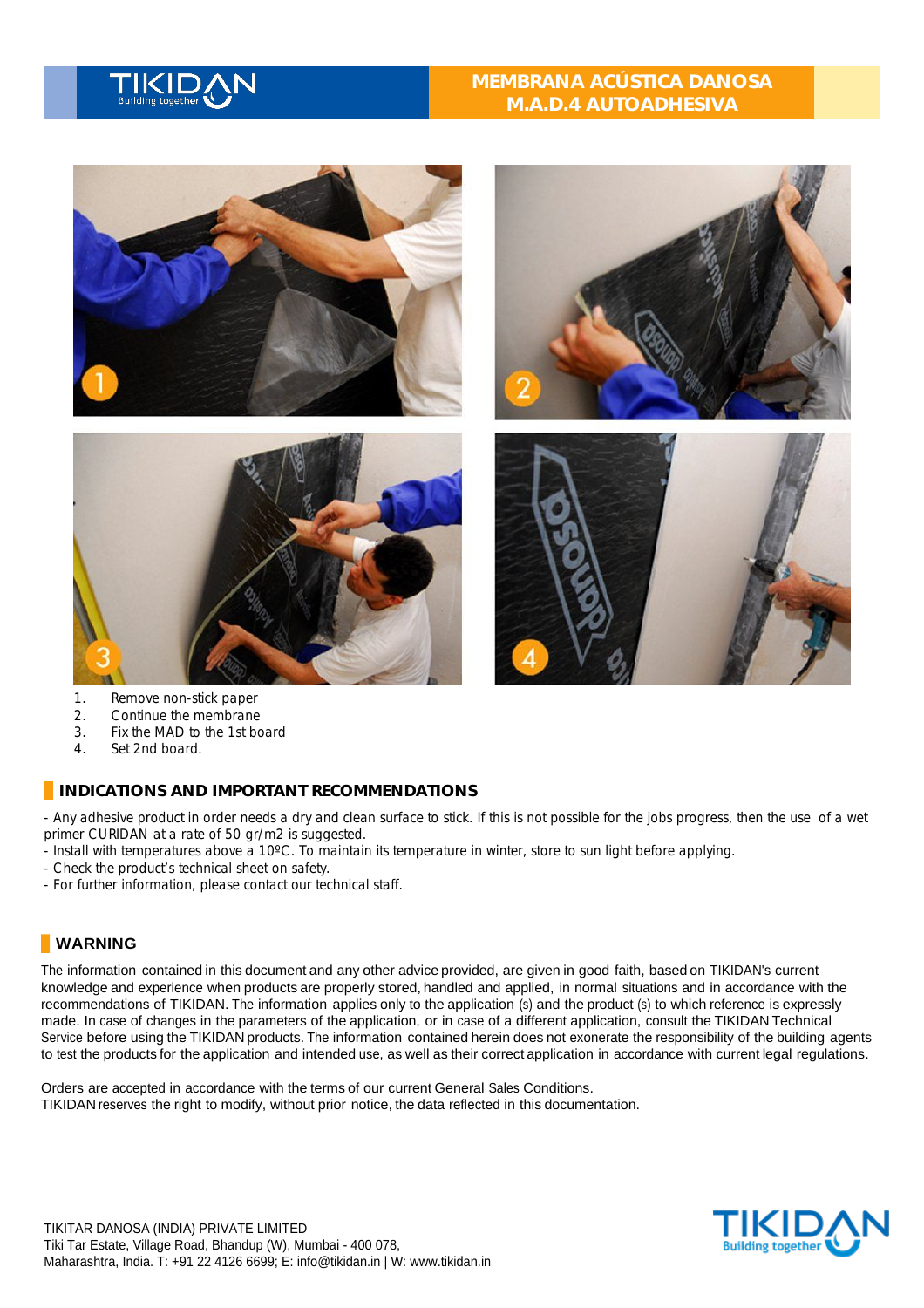# MEMBRANA ACÚSTICA DANOSA M.A.D.4 AUTOADHESIVA

1. Remove non-stick paper
2. Continue the membrane
3. Fix the MAD to the 1st board
4. Set 2nd board.

## INDICATIONS AND IMPORTANT RECOMMENDATIONS

- Any adhesive product in order needs a dry and clean surface to stick. If this is not possible for the jobs progress, then the use of a wet primer CURIDAN at a rate of 50 gr/m2 is suggested.
- Install with temperatures above a 10ºC. To maintain its temperature in winter, store to sun light before applying.
- Check the product's technical sheet on safety.
- For further information, please contact our technical staff.

## WARNING

The information contained in this document and any other advice provided, are given in good faith, based on TIKIDAN's current knowledge and experience when products are properly stored, handled and applied, in normal situations and in accordance with the recommendations of TIKIDAN. The information applies only to the application (s) and the product (s) to which reference is expressly made. In case of changes in the parameters of the application, or in case of a different application, consult the TIKIDAN Technical Service before using the TIKIDAN products. The information contained herein does not exonerate the responsibility of the building agents to test the products for the application and intended use, as well as their correct application in accordance with current legal regulations.

Orders are accepted in accordance with the terms of our current General Sales Conditions.
TIKIDAN reserves the right to modify, without prior notice, the data reflected in this documentation.

TIKITAR DANOSA (INDIA) PRIVATE LIMITED
Tiki Tar Estate, Village Road, Bhandup (W), Mumbai - 400 078,
Maharashtra, India. T: +91 22 4126 6699; E: info@tikidan.in | W: www.tikidan.in